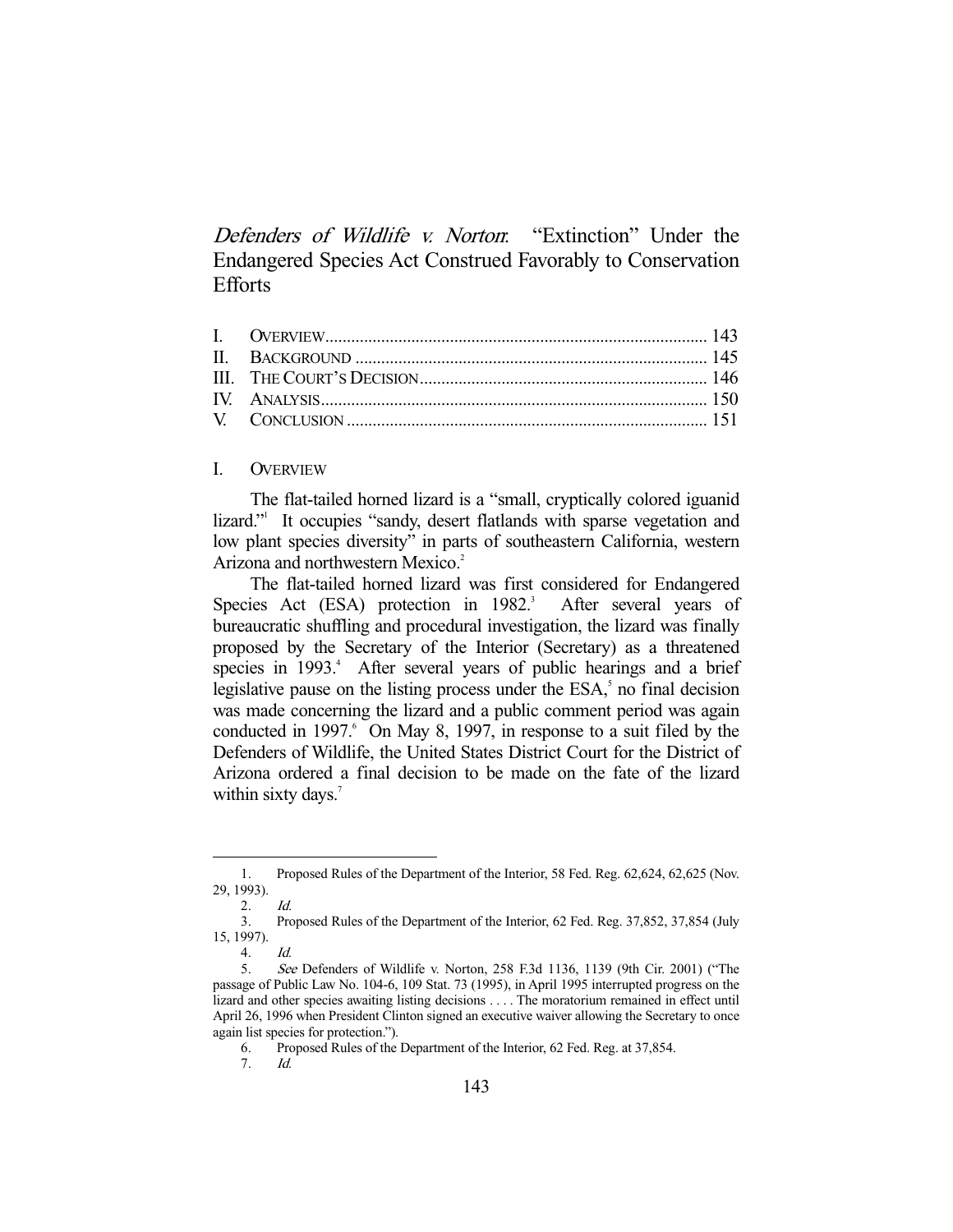# *Defenders of Wildlife v. Norton*: "Extinction" Under the Endangered Species Act Construed Favorably to Conservation Efforts

| | |
|---|---|
| I. OVERVIEW | 143 |
| II. BACKGROUND | 145 |
| III. THE COURT'S DECISION | 146 |
| IV. ANALYSIS | 150 |
| V. CONCLUSION | 151 |

## I. OVERVIEW

The flat-tailed horned lizard is a "small, cryptically colored iguanid lizard."[1] It occupies "sandy, desert flatlands with sparse vegetation and low plant species diversity" in parts of southeastern California, western Arizona and northwestern Mexico.[2]

The flat-tailed horned lizard was first considered for Endangered Species Act (ESA) protection in 1982.[3] After several years of bureaucratic shuffling and procedural investigation, the lizard was finally proposed by the Secretary of the Interior (Secretary) as a threatened species in 1993.[4] After several years of public hearings and a brief legislative pause on the listing process under the ESA,[5] no final decision was made concerning the lizard and a public comment period was again conducted in 1997.[6] On May 8, 1997, in response to a suit filed by the Defenders of Wildlife, the United States District Court for the District of Arizona ordered a final decision to be made on the fate of the lizard within sixty days.[7]

---

1. Proposed Rules of the Department of the Interior, 58 Fed. Reg. 62,624, 62,625 (Nov. 29, 1993).
2. *Id.*
3. Proposed Rules of the Department of the Interior, 62 Fed. Reg. 37,852, 37,854 (July 15, 1997).
4. *Id.*
5. *See* Defenders of Wildlife v. Norton, 258 F.3d 1136, 1139 (9th Cir. 2001) ("The passage of Public Law No. 104-6, 109 Stat. 73 (1995), in April 1995 interrupted progress on the lizard and other species awaiting listing decisions . . . . The moratorium remained in effect until April 26, 1996 when President Clinton signed an executive waiver allowing the Secretary to once again list species for protection.").
6. Proposed Rules of the Department of the Interior, 62 Fed. Reg. at 37,854.
7. *Id.*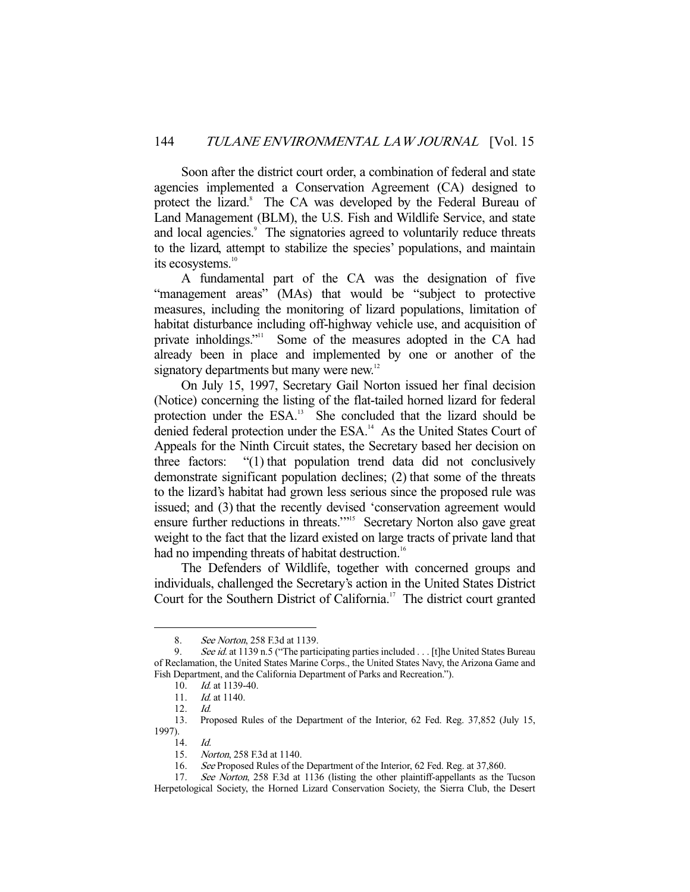Soon after the district court order, a combination of federal and state agencies implemented a Conservation Agreement (CA) designed to protect the lizard.[8] The CA was developed by the Federal Bureau of Land Management (BLM), the U.S. Fish and Wildlife Service, and state and local agencies.[9] The signatories agreed to voluntarily reduce threats to the lizard, attempt to stabilize the species' populations, and maintain its ecosystems.[10]

A fundamental part of the CA was the designation of five "management areas" (MAs) that would be "subject to protective measures, including the monitoring of lizard populations, limitation of habitat disturbance including off-highway vehicle use, and acquisition of private inholdings."[11] Some of the measures adopted in the CA had already been in place and implemented by one or another of the signatory departments but many were new.[12]

On July 15, 1997, Secretary Gail Norton issued her final decision (Notice) concerning the listing of the flat-tailed horned lizard for federal protection under the ESA.[13] She concluded that the lizard should be denied federal protection under the ESA.[14] As the United States Court of Appeals for the Ninth Circuit states, the Secretary based her decision on three factors: "(1) that population trend data did not conclusively demonstrate significant population declines; (2) that some of the threats to the lizard's habitat had grown less serious since the proposed rule was issued; and (3) that the recently devised 'conservation agreement would ensure further reductions in threats.'"[15] Secretary Norton also gave great weight to the fact that the lizard existed on large tracts of private land that had no impending threats of habitat destruction.[16]

The Defenders of Wildlife, together with concerned groups and individuals, challenged the Secretary's action in the United States District Court for the Southern District of California.[17] The district court granted

---

8. *See Norton*, 258 F.3d at 1139.

9. *See id.* at 1139 n.5 ("The participating parties included . . . [t]he United States Bureau of Reclamation, the United States Marine Corps., the United States Navy, the Arizona Game and Fish Department, and the California Department of Parks and Recreation.").

10. *Id.* at 1139-40.

11. *Id.* at 1140.

12. *Id.*

13. Proposed Rules of the Department of the Interior, 62 Fed. Reg. 37,852 (July 15, 1997).

14. *Id.*

15. *Norton*, 258 F.3d at 1140.

16. *See* Proposed Rules of the Department of the Interior, 62 Fed. Reg. at 37,860.

17. *See Norton*, 258 F.3d at 1136 (listing the other plaintiff-appellants as the Tucson Herpetological Society, the Horned Lizard Conservation Society, the Sierra Club, the Desert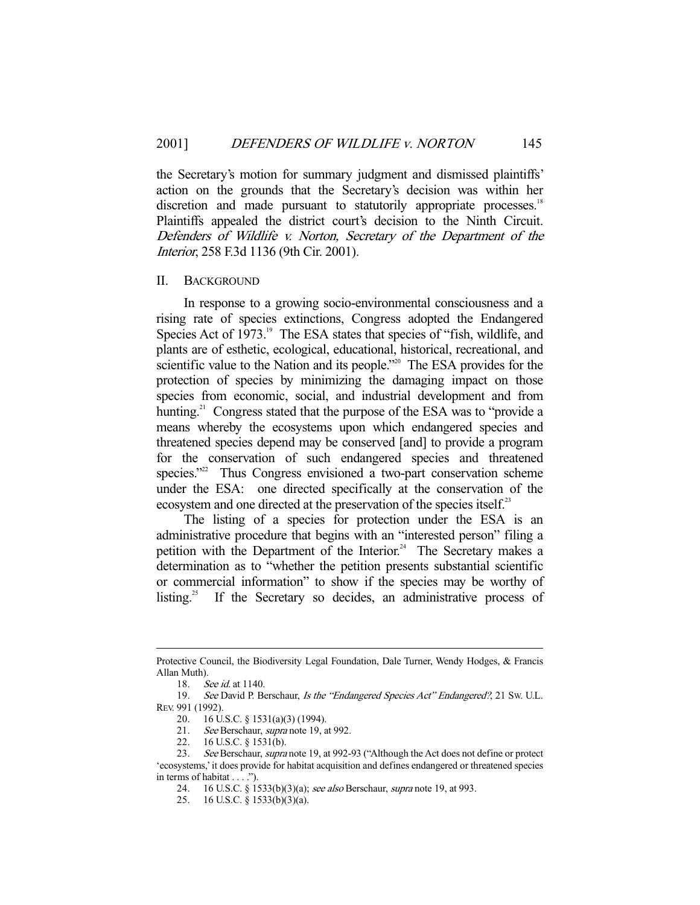the Secretary's motion for summary judgment and dismissed plaintiffs' action on the grounds that the Secretary's decision was within her discretion and made pursuant to statutorily appropriate processes.[18] Plaintiffs appealed the district court's decision to the Ninth Circuit. *Defenders of Wildlife v. Norton, Secretary of the Department of the Interior*, 258 F.3d 1136 (9th Cir. 2001).

## II. BACKGROUND

In response to a growing socio-environmental consciousness and a rising rate of species extinctions, Congress adopted the Endangered Species Act of 1973.[19] The ESA states that species of "fish, wildlife, and plants are of esthetic, ecological, educational, historical, recreational, and scientific value to the Nation and its people."[20] The ESA provides for the protection of species by minimizing the damaging impact on those species from economic, social, and industrial development and from hunting.[21] Congress stated that the purpose of the ESA was to "provide a means whereby the ecosystems upon which endangered species and threatened species depend may be conserved [and] to provide a program for the conservation of such endangered species and threatened species."[22] Thus Congress envisioned a two-part conservation scheme under the ESA: one directed specifically at the conservation of the ecosystem and one directed at the preservation of the species itself.[23]

The listing of a species for protection under the ESA is an administrative procedure that begins with an "interested person" filing a petition with the Department of the Interior.[24] The Secretary makes a determination as to "whether the petition presents substantial scientific or commercial information" to show if the species may be worthy of listing.[25] If the Secretary so decides, an administrative process of

---

Protective Council, the Biodiversity Legal Foundation, Dale Turner, Wendy Hodges, & Francis Allan Muth).

18. *See id.* at 1140.

19. *See* David P. Berschaur, *Is the "Endangered Species Act" Endangered?*, 21 SW. U.L. REV. 991 (1992).

20. 16 U.S.C. § 1531(a)(3) (1994).

21. *See* Berschaur, *supra* note 19, at 992.

22. 16 U.S.C. § 1531(b).

23. *See* Berschaur, *supra* note 19, at 992-93 ("Although the Act does not define or protect 'ecosystems,' it does provide for habitat acquisition and defines endangered or threatened species in terms of habitat . . . .").

24. 16 U.S.C. § 1533(b)(3)(a); *see also* Berschaur, *supra* note 19, at 993.

25. 16 U.S.C. § 1533(b)(3)(a).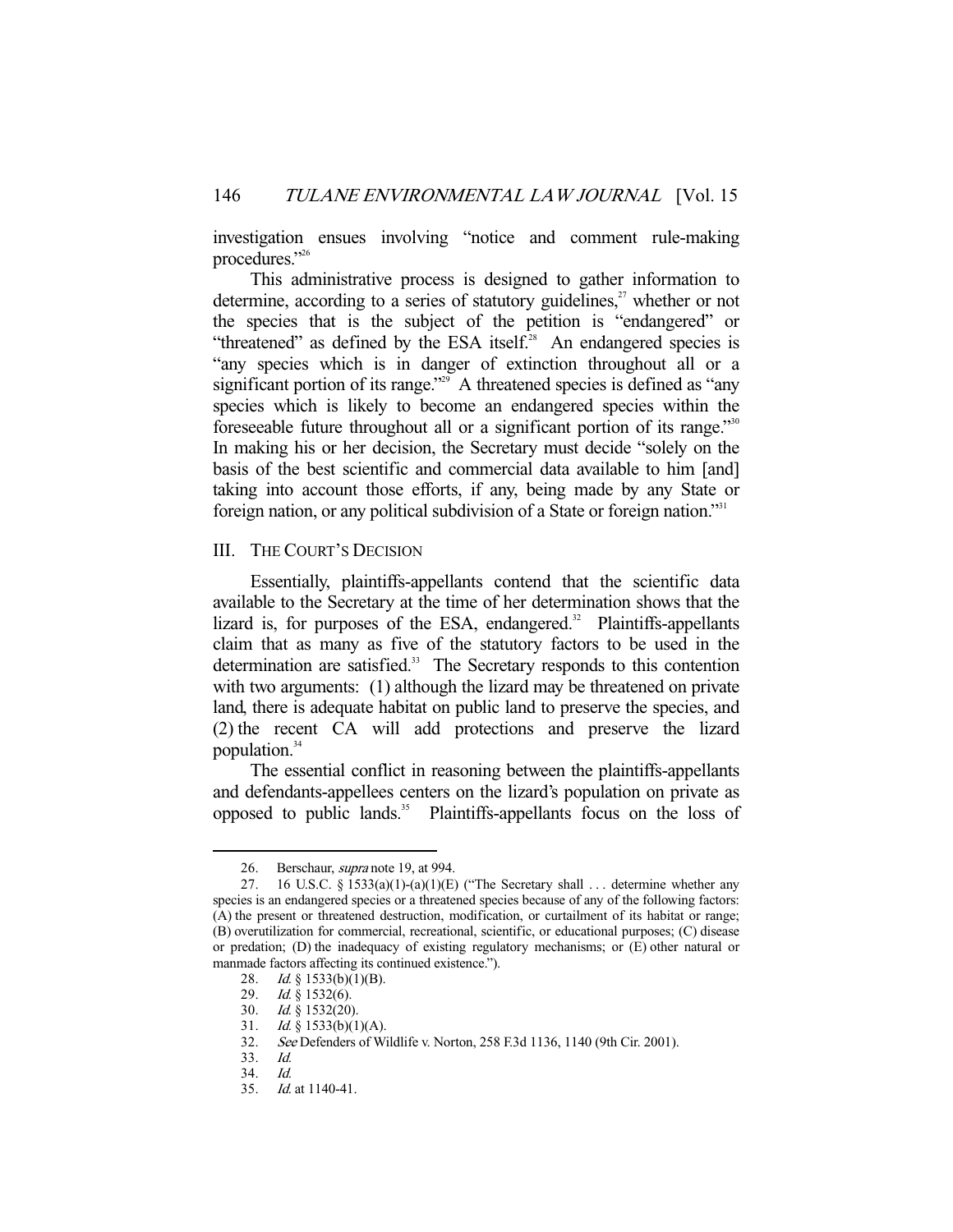investigation ensues involving "notice and comment rule-making procedures."[26]

This administrative process is designed to gather information to determine, according to a series of statutory guidelines,[27] whether or not the species that is the subject of the petition is "endangered" or "threatened" as defined by the ESA itself.[28] An endangered species is "any species which is in danger of extinction throughout all or a significant portion of its range."[29] A threatened species is defined as "any species which is likely to become an endangered species within the foreseeable future throughout all or a significant portion of its range."[30] In making his or her decision, the Secretary must decide "solely on the basis of the best scientific and commercial data available to him [and] taking into account those efforts, if any, being made by any State or foreign nation, or any political subdivision of a State or foreign nation."[31]

## III. THE COURT'S DECISION

Essentially, plaintiffs-appellants contend that the scientific data available to the Secretary at the time of her determination shows that the lizard is, for purposes of the ESA, endangered.[32] Plaintiffs-appellants claim that as many as five of the statutory factors to be used in the determination are satisfied.[33] The Secretary responds to this contention with two arguments: (1) although the lizard may be threatened on private land, there is adequate habitat on public land to preserve the species, and (2) the recent CA will add protections and preserve the lizard population.[34]

The essential conflict in reasoning between the plaintiffs-appellants and defendants-appellees centers on the lizard's population on private as opposed to public lands.[35] Plaintiffs-appellants focus on the loss of

---

26. Berschaur, *supra* note 19, at 994.

27. 16 U.S.C. § 1533(a)(1)-(a)(1)(E) ("The Secretary shall . . . determine whether any species is an endangered species or a threatened species because of any of the following factors: (A) the present or threatened destruction, modification, or curtailment of its habitat or range; (B) overutilization for commercial, recreational, scientific, or educational purposes; (C) disease or predation; (D) the inadequacy of existing regulatory mechanisms; or (E) other natural or manmade factors affecting its continued existence.").

28. *Id.* § 1533(b)(1)(B).

29. *Id.* § 1532(6).

30. *Id.* § 1532(20).

31. *Id.* § 1533(b)(1)(A).

32. *See* Defenders of Wildlife v. Norton, 258 F.3d 1136, 1140 (9th Cir. 2001).

33. *Id.*

34. *Id.*

35. *Id.* at 1140-41.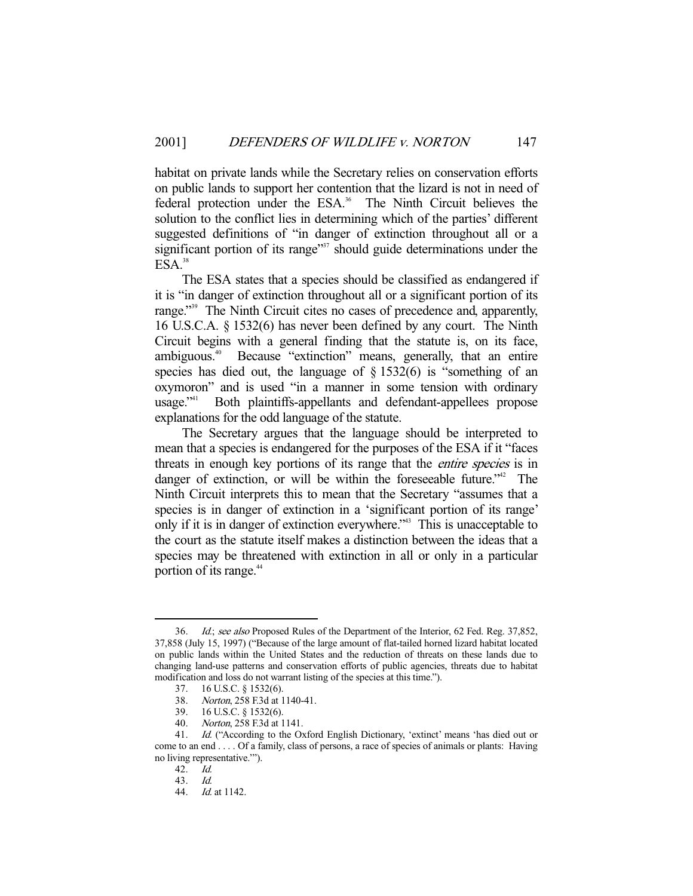habitat on private lands while the Secretary relies on conservation efforts on public lands to support her contention that the lizard is not in need of federal protection under the ESA.[36] The Ninth Circuit believes the solution to the conflict lies in determining which of the parties' different suggested definitions of "in danger of extinction throughout all or a significant portion of its range"[37] should guide determinations under the ESA.[38]

The ESA states that a species should be classified as endangered if it is "in danger of extinction throughout all or a significant portion of its range."[39] The Ninth Circuit cites no cases of precedence and, apparently, 16 U.S.C.A. § 1532(6) has never been defined by any court. The Ninth Circuit begins with a general finding that the statute is, on its face, ambiguous.[40] Because "extinction" means, generally, that an entire species has died out, the language of § 1532(6) is "something of an oxymoron" and is used "in a manner in some tension with ordinary usage."[41] Both plaintiffs-appellants and defendant-appellees propose explanations for the odd language of the statute.

The Secretary argues that the language should be interpreted to mean that a species is endangered for the purposes of the ESA if it "faces threats in enough key portions of its range that the *entire species* is in danger of extinction, or will be within the foreseeable future."[42] The Ninth Circuit interprets this to mean that the Secretary "assumes that a species is in danger of extinction in a 'significant portion of its range' only if it is in danger of extinction everywhere."[43] This is unacceptable to the court as the statute itself makes a distinction between the ideas that a species may be threatened with extinction in all or only in a particular portion of its range.[44]

---

36. *Id.*; *see also* Proposed Rules of the Department of the Interior, 62 Fed. Reg. 37,852, 37,858 (July 15, 1997) ("Because of the large amount of flat-tailed horned lizard habitat located on public lands within the United States and the reduction of threats on these lands due to changing land-use patterns and conservation efforts of public agencies, threats due to habitat modification and loss do not warrant listing of the species at this time.").

37. 16 U.S.C. § 1532(6).

38. *Norton*, 258 F.3d at 1140-41.

39. 16 U.S.C. § 1532(6).

40. *Norton*, 258 F.3d at 1141.

41. *Id.* ("According to the Oxford English Dictionary, 'extinct' means 'has died out or come to an end . . . . Of a family, class of persons, a race of species of animals or plants: Having no living representative.'").

42. *Id.*

43. *Id.*

44. *Id.* at 1142.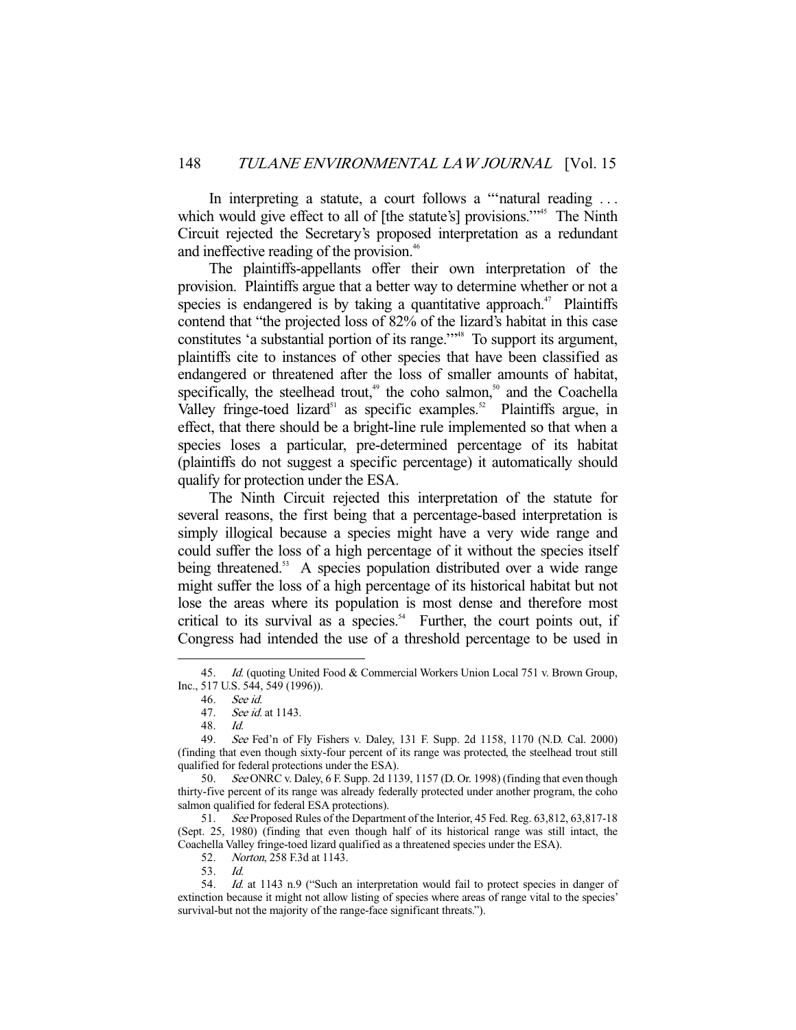In interpreting a statute, a court follows a "'natural reading . . . which would give effect to all of [the statute's] provisions.'"[45] The Ninth Circuit rejected the Secretary's proposed interpretation as a redundant and ineffective reading of the provision.[46]

The plaintiffs-appellants offer their own interpretation of the provision. Plaintiffs argue that a better way to determine whether or not a species is endangered is by taking a quantitative approach.[47] Plaintiffs contend that "the projected loss of 82% of the lizard's habitat in this case constitutes 'a substantial portion of its range.'"[48] To support its argument, plaintiffs cite to instances of other species that have been classified as endangered or threatened after the loss of smaller amounts of habitat, specifically, the steelhead trout,[49] the coho salmon,[50] and the Coachella Valley fringe-toed lizard[51] as specific examples.[52] Plaintiffs argue, in effect, that there should be a bright-line rule implemented so that when a species loses a particular, pre-determined percentage of its habitat (plaintiffs do not suggest a specific percentage) it automatically should qualify for protection under the ESA.

The Ninth Circuit rejected this interpretation of the statute for several reasons, the first being that a percentage-based interpretation is simply illogical because a species might have a very wide range and could suffer the loss of a high percentage of it without the species itself being threatened.[53] A species population distributed over a wide range might suffer the loss of a high percentage of its historical habitat but not lose the areas where its population is most dense and therefore most critical to its survival as a species.[54] Further, the court points out, if Congress had intended the use of a threshold percentage to be used in

---

45. *Id.* (quoting United Food & Commercial Workers Union Local 751 v. Brown Group, Inc., 517 U.S. 544, 549 (1996)).

46. *See id.*

47. *See id.* at 1143.

48. *Id.*

49. *See* Fed'n of Fly Fishers v. Daley, 131 F. Supp. 2d 1158, 1170 (N.D. Cal. 2000) (finding that even though sixty-four percent of its range was protected, the steelhead trout still qualified for federal protections under the ESA).

50. *See* ONRC v. Daley, 6 F. Supp. 2d 1139, 1157 (D. Or. 1998) (finding that even though thirty-five percent of its range was already federally protected under another program, the coho salmon qualified for federal ESA protections).

51. *See* Proposed Rules of the Department of the Interior, 45 Fed. Reg. 63,812, 63,817-18 (Sept. 25, 1980) (finding that even though half of its historical range was still intact, the Coachella Valley fringe-toed lizard qualified as a threatened species under the ESA).

52. *Norton*, 258 F.3d at 1143.

53. *Id.*

54. *Id.* at 1143 n.9 ("Such an interpretation would fail to protect species in danger of extinction because it might not allow listing of species where areas of range vital to the species' survival-but not the majority of the range-face significant threats.").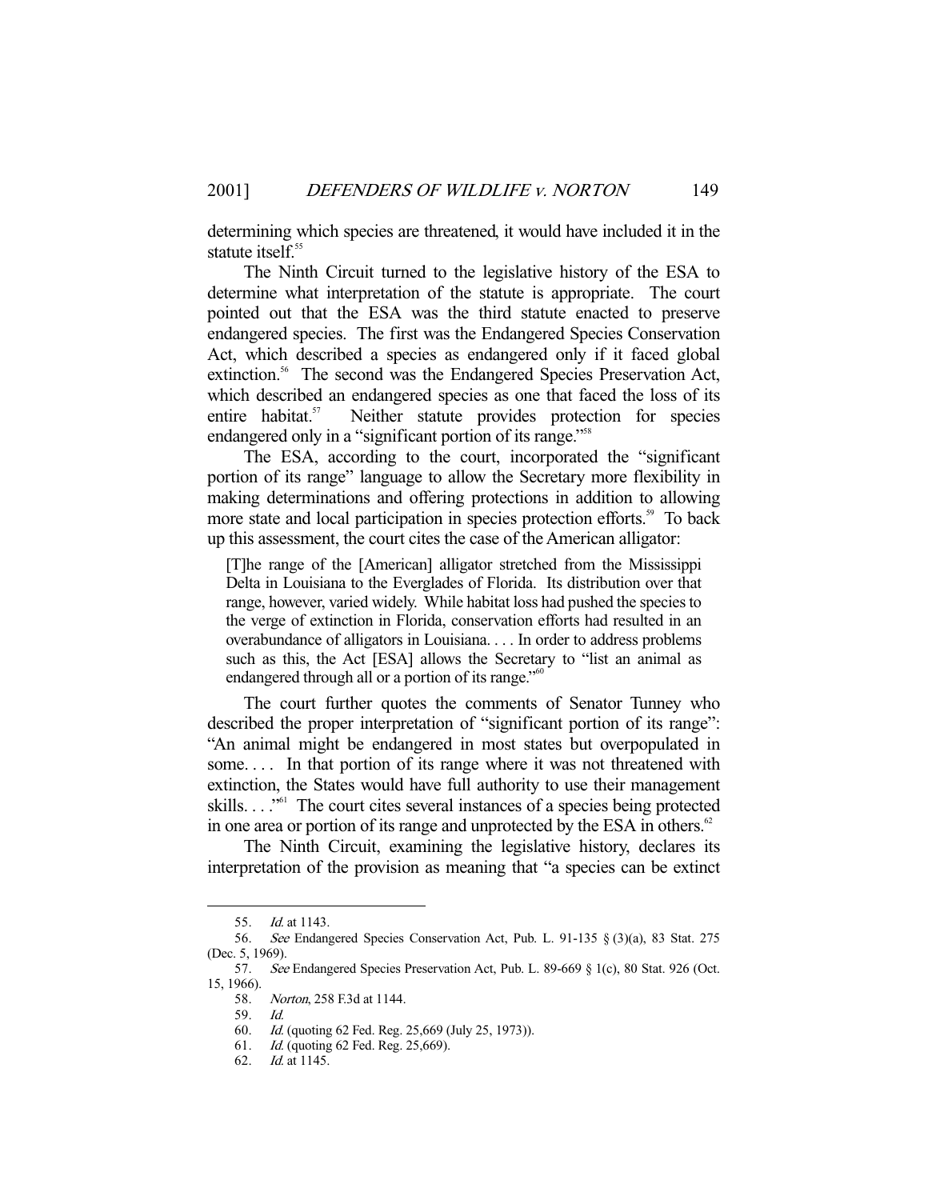determining which species are threatened, it would have included it in the statute itself.[55]

The Ninth Circuit turned to the legislative history of the ESA to determine what interpretation of the statute is appropriate. The court pointed out that the ESA was the third statute enacted to preserve endangered species. The first was the Endangered Species Conservation Act, which described a species as endangered only if it faced global extinction.[56] The second was the Endangered Species Preservation Act, which described an endangered species as one that faced the loss of its entire habitat.[57] Neither statute provides protection for species endangered only in a "significant portion of its range."[58]

The ESA, according to the court, incorporated the "significant portion of its range" language to allow the Secretary more flexibility in making determinations and offering protections in addition to allowing more state and local participation in species protection efforts.[59] To back up this assessment, the court cites the case of the American alligator:

> [T]he range of the [American] alligator stretched from the Mississippi Delta in Louisiana to the Everglades of Florida. Its distribution over that range, however, varied widely. While habitat loss had pushed the species to the verge of extinction in Florida, conservation efforts had resulted in an overabundance of alligators in Louisiana. . . . In order to address problems such as this, the Act [ESA] allows the Secretary to "list an animal as endangered through all or a portion of its range."[60]

The court further quotes the comments of Senator Tunney who described the proper interpretation of "significant portion of its range": "An animal might be endangered in most states but overpopulated in some. . . . In that portion of its range where it was not threatened with extinction, the States would have full authority to use their management skills. . . ."[61] The court cites several instances of a species being protected in one area or portion of its range and unprotected by the ESA in others.[62]

The Ninth Circuit, examining the legislative history, declares its interpretation of the provision as meaning that "a species can be extinct

---

55. *Id.* at 1143.

56. *See* Endangered Species Conservation Act, Pub. L. 91-135 § (3)(a), 83 Stat. 275 (Dec. 5, 1969).

57. *See* Endangered Species Preservation Act, Pub. L. 89-669 § 1(c), 80 Stat. 926 (Oct. 15, 1966).

58. *Norton*, 258 F.3d at 1144.

59. *Id.*

60. *Id.* (quoting 62 Fed. Reg. 25,669 (July 25, 1973)).

61. *Id.* (quoting 62 Fed. Reg. 25,669).

62. *Id.* at 1145.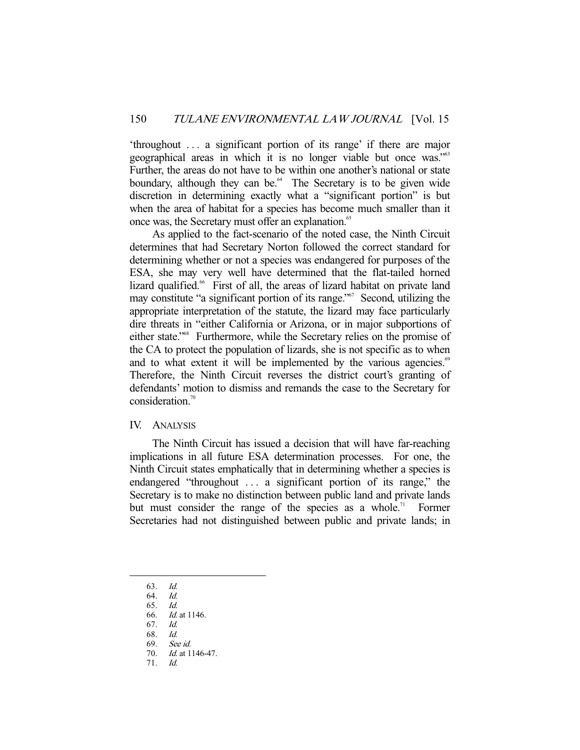'throughout . . . a significant portion of its range' if there are major geographical areas in which it is no longer viable but once was."[63] Further, the areas do not have to be within one another's national or state boundary, although they can be.[64] The Secretary is to be given wide discretion in determining exactly what a "significant portion" is but when the area of habitat for a species has become much smaller than it once was, the Secretary must offer an explanation.[65]

As applied to the fact-scenario of the noted case, the Ninth Circuit determines that had Secretary Norton followed the correct standard for determining whether or not a species was endangered for purposes of the ESA, she may very well have determined that the flat-tailed horned lizard qualified.[66] First of all, the areas of lizard habitat on private land may constitute "a significant portion of its range."[67] Second, utilizing the appropriate interpretation of the statute, the lizard may face particularly dire threats in "either California or Arizona, or in major subportions of either state."[68] Furthermore, while the Secretary relies on the promise of the CA to protect the population of lizards, she is not specific as to when and to what extent it will be implemented by the various agencies.[69] Therefore, the Ninth Circuit reverses the district court's granting of defendants' motion to dismiss and remands the case to the Secretary for consideration.[70]

## IV. ANALYSIS

The Ninth Circuit has issued a decision that will have far-reaching implications in all future ESA determination processes. For one, the Ninth Circuit states emphatically that in determining whether a species is endangered "throughout . . . a significant portion of its range," the Secretary is to make no distinction between public land and private lands but must consider the range of the species as a whole.[71] Former Secretaries had not distinguished between public and private lands; in

---

63. *Id.*
64. *Id.*
65. *Id.*
66. *Id.* at 1146.
67. *Id.*
68. *Id.*
69. *See id.*
70. *Id.* at 1146-47.
71. *Id.*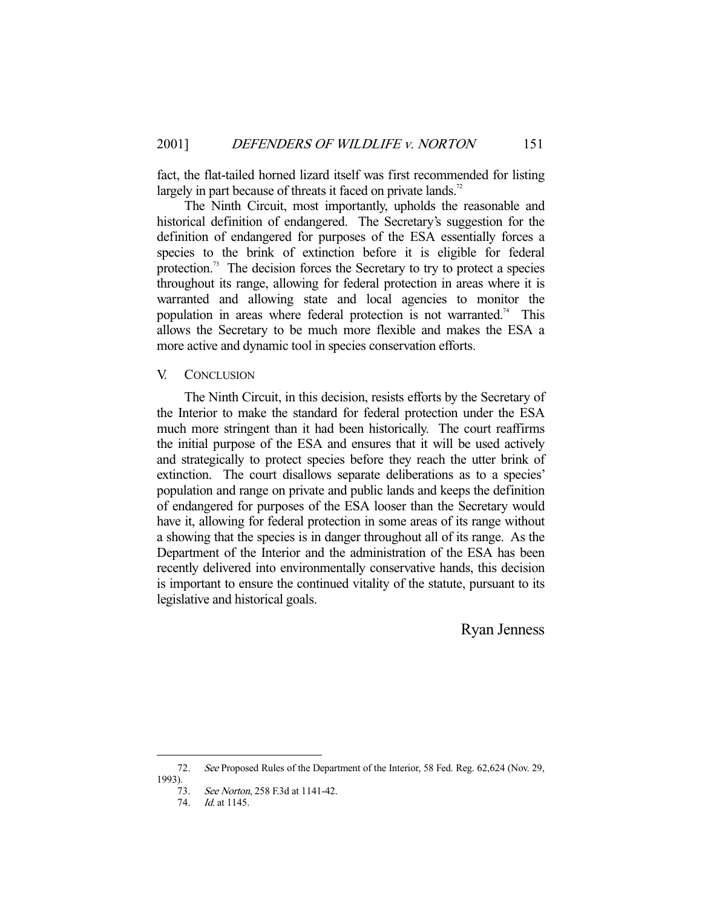fact, the flat-tailed horned lizard itself was first recommended for listing largely in part because of threats it faced on private lands.[72]

The Ninth Circuit, most importantly, upholds the reasonable and historical definition of endangered. The Secretary's suggestion for the definition of endangered for purposes of the ESA essentially forces a species to the brink of extinction before it is eligible for federal protection.[73] The decision forces the Secretary to try to protect a species throughout its range, allowing for federal protection in areas where it is warranted and allowing state and local agencies to monitor the population in areas where federal protection is not warranted.[74] This allows the Secretary to be much more flexible and makes the ESA a more active and dynamic tool in species conservation efforts.

## V. CONCLUSION

The Ninth Circuit, in this decision, resists efforts by the Secretary of the Interior to make the standard for federal protection under the ESA much more stringent than it had been historically. The court reaffirms the initial purpose of the ESA and ensures that it will be used actively and strategically to protect species before they reach the utter brink of extinction. The court disallows separate deliberations as to a species' population and range on private and public lands and keeps the definition of endangered for purposes of the ESA looser than the Secretary would have it, allowing for federal protection in some areas of its range without a showing that the species is in danger throughout all of its range. As the Department of the Interior and the administration of the ESA has been recently delivered into environmentally conservative hands, this decision is important to ensure the continued vitality of the statute, pursuant to its legislative and historical goals.

Ryan Jenness

---

72. *See* Proposed Rules of the Department of the Interior, 58 Fed. Reg. 62,624 (Nov. 29, 1993).

73. *See Norton*, 258 F.3d at 1141-42.

74. *Id.* at 1145.